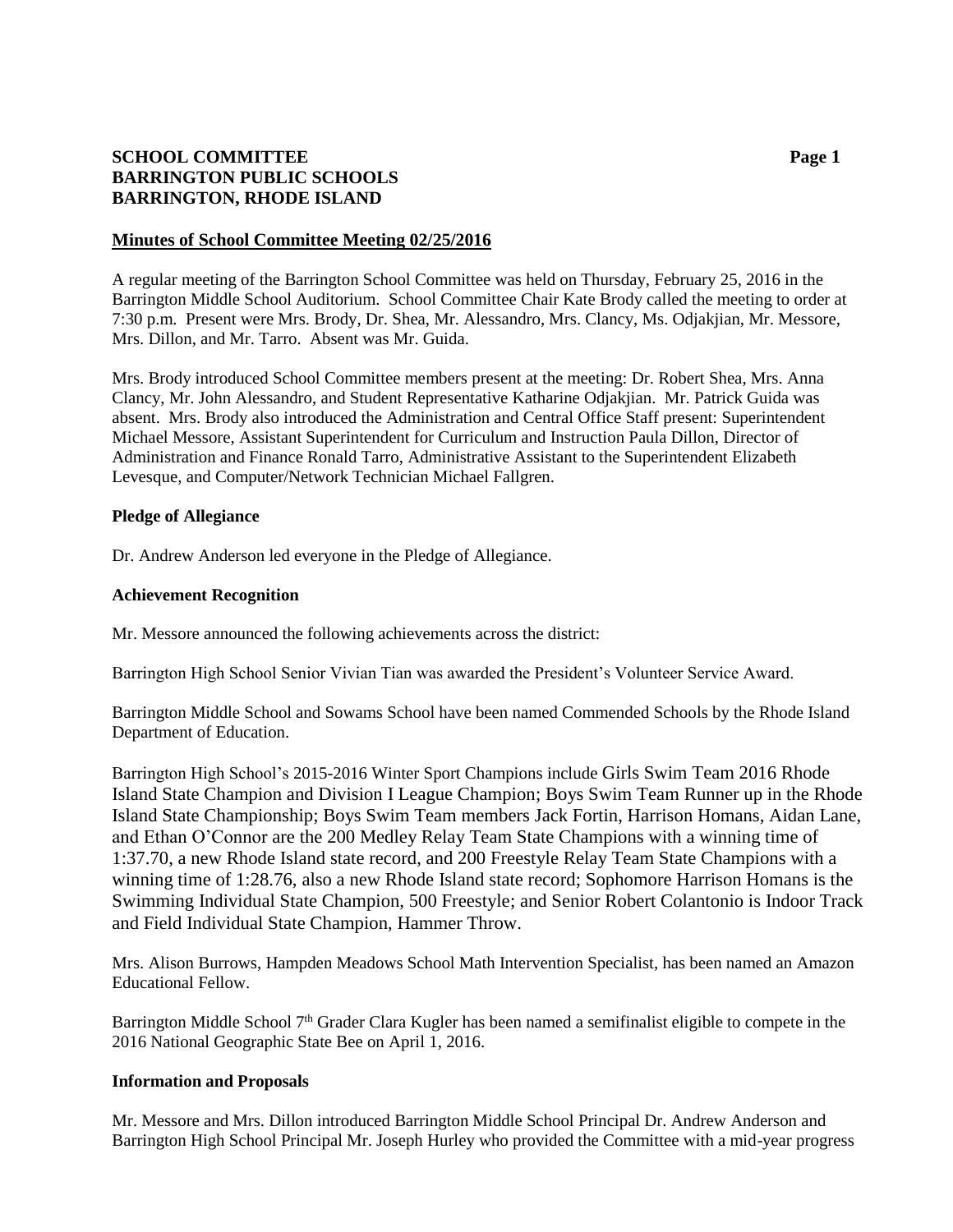**SCHOOL COMMITTEE**
**BARRINGTON PUBLIC SCHOOLS**
**BARRINGTON, RHODE ISLAND**

**Minutes of School Committee Meeting 02/25/2016**

A regular meeting of the Barrington School Committee was held on Thursday, February 25, 2016 in the Barrington Middle School Auditorium. School Committee Chair Kate Brody called the meeting to order at 7:30 p.m. Present were Mrs. Brody, Dr. Shea, Mr. Alessandro, Mrs. Clancy, Ms. Odjakjian, Mr. Messore, Mrs. Dillon, and Mr. Tarro. Absent was Mr. Guida.

Mrs. Brody introduced School Committee members present at the meeting: Dr. Robert Shea, Mrs. Anna Clancy, Mr. John Alessandro, and Student Representative Katharine Odjakjian. Mr. Patrick Guida was absent. Mrs. Brody also introduced the Administration and Central Office Staff present: Superintendent Michael Messore, Assistant Superintendent for Curriculum and Instruction Paula Dillon, Director of Administration and Finance Ronald Tarro, Administrative Assistant to the Superintendent Elizabeth Levesque, and Computer/Network Technician Michael Fallgren.

**Pledge of Allegiance**

Dr. Andrew Anderson led everyone in the Pledge of Allegiance.

**Achievement Recognition**

Mr. Messore announced the following achievements across the district:

Barrington High School Senior Vivian Tian was awarded the President's Volunteer Service Award.

Barrington Middle School and Sowams School have been named Commended Schools by the Rhode Island Department of Education.

Barrington High School's 2015-2016 Winter Sport Champions include Girls Swim Team 2016 Rhode Island State Champion and Division I League Champion; Boys Swim Team Runner up in the Rhode Island State Championship; Boys Swim Team members Jack Fortin, Harrison Homans, Aidan Lane, and Ethan O'Connor are the 200 Medley Relay Team State Champions with a winning time of 1:37.70, a new Rhode Island state record, and 200 Freestyle Relay Team State Champions with a winning time of 1:28.76, also a new Rhode Island state record; Sophomore Harrison Homans is the Swimming Individual State Champion, 500 Freestyle; and Senior Robert Colantonio is Indoor Track and Field Individual State Champion, Hammer Throw.

Mrs. Alison Burrows, Hampden Meadows School Math Intervention Specialist, has been named an Amazon Educational Fellow.

Barrington Middle School 7th Grader Clara Kugler has been named a semifinalist eligible to compete in the 2016 National Geographic State Bee on April 1, 2016.

**Information and Proposals**

Mr. Messore and Mrs. Dillon introduced Barrington Middle School Principal Dr. Andrew Anderson and Barrington High School Principal Mr. Joseph Hurley who provided the Committee with a mid-year progress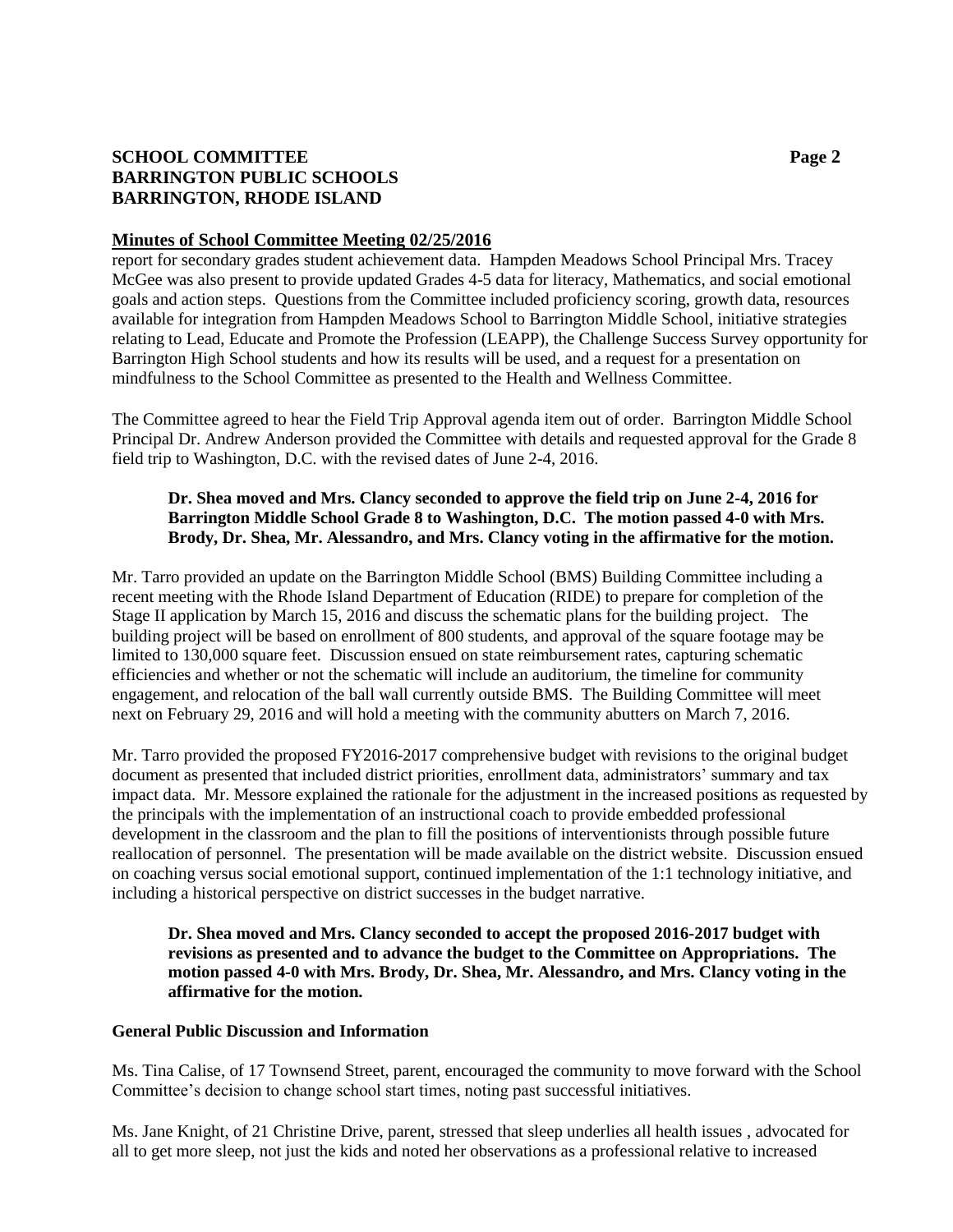**Minutes of School Committee Meeting 02/25/2016**

report for secondary grades student achievement data. Hampden Meadows School Principal Mrs. Tracey McGee was also present to provide updated Grades 4-5 data for literacy, Mathematics, and social emotional goals and action steps. Questions from the Committee included proficiency scoring, growth data, resources available for integration from Hampden Meadows School to Barrington Middle School, initiative strategies relating to Lead, Educate and Promote the Profession (LEAPP), the Challenge Success Survey opportunity for Barrington High School students and how its results will be used, and a request for a presentation on mindfulness to the School Committee as presented to the Health and Wellness Committee.

The Committee agreed to hear the Field Trip Approval agenda item out of order. Barrington Middle School Principal Dr. Andrew Anderson provided the Committee with details and requested approval for the Grade 8 field trip to Washington, D.C. with the revised dates of June 2-4, 2016.

> **Dr. Shea moved and Mrs. Clancy seconded to approve the field trip on June 2-4, 2016 for Barrington Middle School Grade 8 to Washington, D.C. The motion passed 4-0 with Mrs. Brody, Dr. Shea, Mr. Alessandro, and Mrs. Clancy voting in the affirmative for the motion.**

Mr. Tarro provided an update on the Barrington Middle School (BMS) Building Committee including a recent meeting with the Rhode Island Department of Education (RIDE) to prepare for completion of the Stage II application by March 15, 2016 and discuss the schematic plans for the building project. The building project will be based on enrollment of 800 students, and approval of the square footage may be limited to 130,000 square feet. Discussion ensued on state reimbursement rates, capturing schematic efficiencies and whether or not the schematic will include an auditorium, the timeline for community engagement, and relocation of the ball wall currently outside BMS. The Building Committee will meet next on February 29, 2016 and will hold a meeting with the community abutters on March 7, 2016.

Mr. Tarro provided the proposed FY2016-2017 comprehensive budget with revisions to the original budget document as presented that included district priorities, enrollment data, administrators' summary and tax impact data. Mr. Messore explained the rationale for the adjustment in the increased positions as requested by the principals with the implementation of an instructional coach to provide embedded professional development in the classroom and the plan to fill the positions of interventionists through possible future reallocation of personnel. The presentation will be made available on the district website. Discussion ensued on coaching versus social emotional support, continued implementation of the 1:1 technology initiative, and including a historical perspective on district successes in the budget narrative.

> **Dr. Shea moved and Mrs. Clancy seconded to accept the proposed 2016-2017 budget with revisions as presented and to advance the budget to the Committee on Appropriations. The motion passed 4-0 with Mrs. Brody, Dr. Shea, Mr. Alessandro, and Mrs. Clancy voting in the affirmative for the motion.**

**General Public Discussion and Information**

Ms. Tina Calise, of 17 Townsend Street, parent, encouraged the community to move forward with the School Committee's decision to change school start times, noting past successful initiatives.

Ms. Jane Knight, of 21 Christine Drive, parent, stressed that sleep underlies all health issues , advocated for all to get more sleep, not just the kids and noted her observations as a professional relative to increased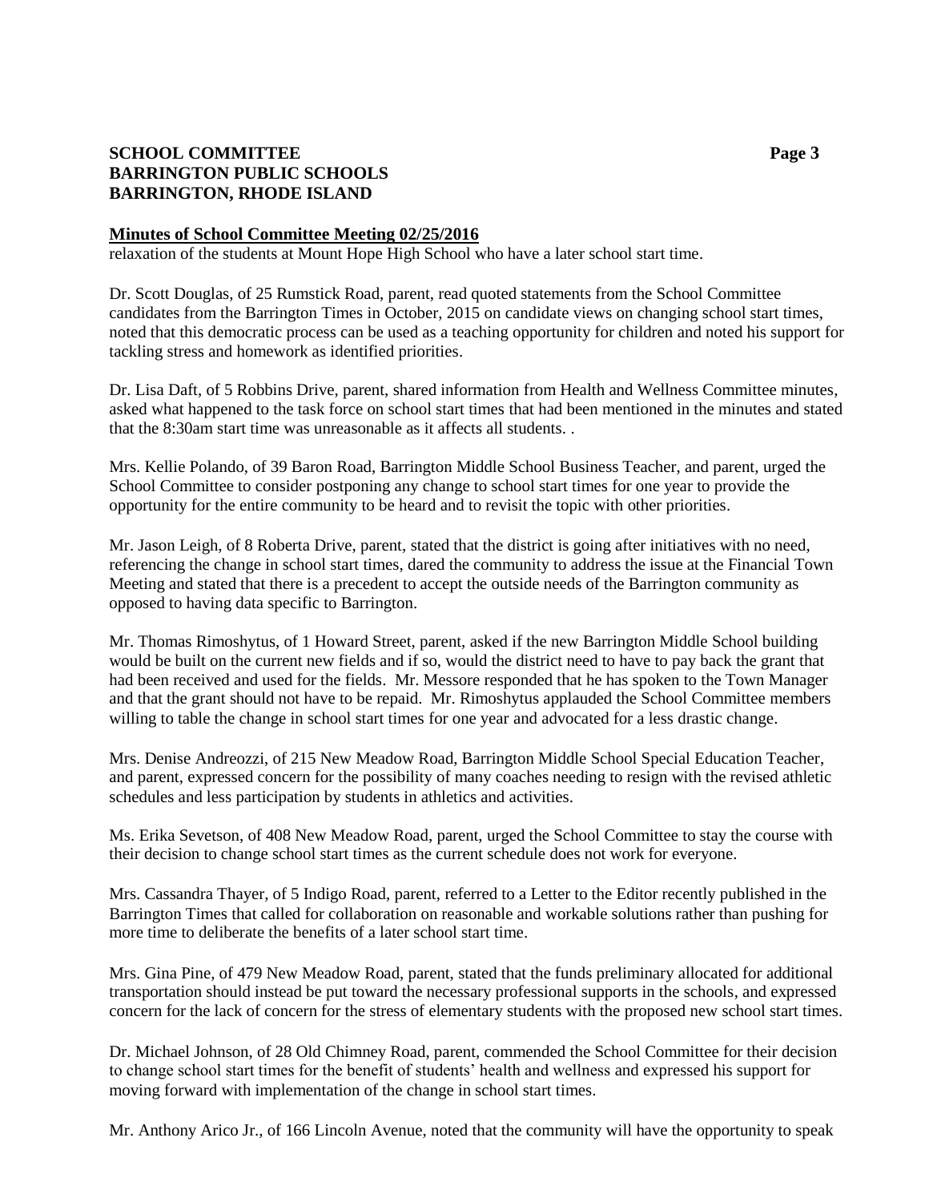**Minutes of School Committee Meeting 02/25/2016**

relaxation of the students at Mount Hope High School who have a later school start time.

Dr. Scott Douglas, of 25 Rumstick Road, parent, read quoted statements from the School Committee candidates from the Barrington Times in October, 2015 on candidate views on changing school start times, noted that this democratic process can be used as a teaching opportunity for children and noted his support for tackling stress and homework as identified priorities.

Dr. Lisa Daft, of 5 Robbins Drive, parent, shared information from Health and Wellness Committee minutes, asked what happened to the task force on school start times that had been mentioned in the minutes and stated that the 8:30am start time was unreasonable as it affects all students. .

Mrs. Kellie Polando, of 39 Baron Road, Barrington Middle School Business Teacher, and parent, urged the School Committee to consider postponing any change to school start times for one year to provide the opportunity for the entire community to be heard and to revisit the topic with other priorities.

Mr. Jason Leigh, of 8 Roberta Drive, parent, stated that the district is going after initiatives with no need, referencing the change in school start times, dared the community to address the issue at the Financial Town Meeting and stated that there is a precedent to accept the outside needs of the Barrington community as opposed to having data specific to Barrington.

Mr. Thomas Rimoshytus, of 1 Howard Street, parent, asked if the new Barrington Middle School building would be built on the current new fields and if so, would the district need to have to pay back the grant that had been received and used for the fields. Mr. Messore responded that he has spoken to the Town Manager and that the grant should not have to be repaid. Mr. Rimoshytus applauded the School Committee members willing to table the change in school start times for one year and advocated for a less drastic change.

Mrs. Denise Andreozzi, of 215 New Meadow Road, Barrington Middle School Special Education Teacher, and parent, expressed concern for the possibility of many coaches needing to resign with the revised athletic schedules and less participation by students in athletics and activities.

Ms. Erika Sevetson, of 408 New Meadow Road, parent, urged the School Committee to stay the course with their decision to change school start times as the current schedule does not work for everyone.

Mrs. Cassandra Thayer, of 5 Indigo Road, parent, referred to a Letter to the Editor recently published in the Barrington Times that called for collaboration on reasonable and workable solutions rather than pushing for more time to deliberate the benefits of a later school start time.

Mrs. Gina Pine, of 479 New Meadow Road, parent, stated that the funds preliminary allocated for additional transportation should instead be put toward the necessary professional supports in the schools, and expressed concern for the lack of concern for the stress of elementary students with the proposed new school start times.

Dr. Michael Johnson, of 28 Old Chimney Road, parent, commended the School Committee for their decision to change school start times for the benefit of students' health and wellness and expressed his support for moving forward with implementation of the change in school start times.

Mr. Anthony Arico Jr., of 166 Lincoln Avenue, noted that the community will have the opportunity to speak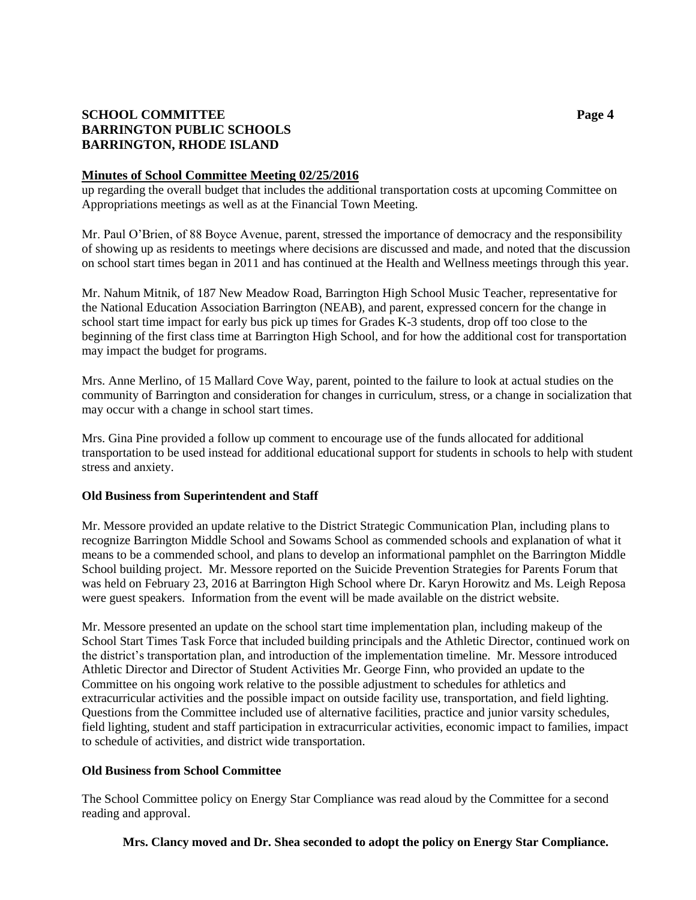## Minutes of School Committee Meeting 02/25/2016

up regarding the overall budget that includes the additional transportation costs at upcoming Committee on Appropriations meetings as well as at the Financial Town Meeting.

Mr. Paul O'Brien, of 88 Boyce Avenue, parent, stressed the importance of democracy and the responsibility of showing up as residents to meetings where decisions are discussed and made, and noted that the discussion on school start times began in 2011 and has continued at the Health and Wellness meetings through this year.

Mr. Nahum Mitnik, of 187 New Meadow Road, Barrington High School Music Teacher, representative for the National Education Association Barrington (NEAB), and parent, expressed concern for the change in school start time impact for early bus pick up times for Grades K-3 students, drop off too close to the beginning of the first class time at Barrington High School, and for how the additional cost for transportation may impact the budget for programs.

Mrs. Anne Merlino, of 15 Mallard Cove Way, parent, pointed to the failure to look at actual studies on the community of Barrington and consideration for changes in curriculum, stress, or a change in socialization that may occur with a change in school start times.

Mrs. Gina Pine provided a follow up comment to encourage use of the funds allocated for additional transportation to be used instead for additional educational support for students in schools to help with student stress and anxiety.

### Old Business from Superintendent and Staff

Mr. Messore provided an update relative to the District Strategic Communication Plan, including plans to recognize Barrington Middle School and Sowams School as commended schools and explanation of what it means to be a commended school, and plans to develop an informational pamphlet on the Barrington Middle School building project. Mr. Messore reported on the Suicide Prevention Strategies for Parents Forum that was held on February 23, 2016 at Barrington High School where Dr. Karyn Horowitz and Ms. Leigh Reposa were guest speakers. Information from the event will be made available on the district website.

Mr. Messore presented an update on the school start time implementation plan, including makeup of the School Start Times Task Force that included building principals and the Athletic Director, continued work on the district's transportation plan, and introduction of the implementation timeline. Mr. Messore introduced Athletic Director and Director of Student Activities Mr. George Finn, who provided an update to the Committee on his ongoing work relative to the possible adjustment to schedules for athletics and extracurricular activities and the possible impact on outside facility use, transportation, and field lighting. Questions from the Committee included use of alternative facilities, practice and junior varsity schedules, field lighting, student and staff participation in extracurricular activities, economic impact to families, impact to schedule of activities, and district wide transportation.

### Old Business from School Committee

The School Committee policy on Energy Star Compliance was read aloud by the Committee for a second reading and approval.

**Mrs. Clancy moved and Dr. Shea seconded to adopt the policy on Energy Star Compliance.**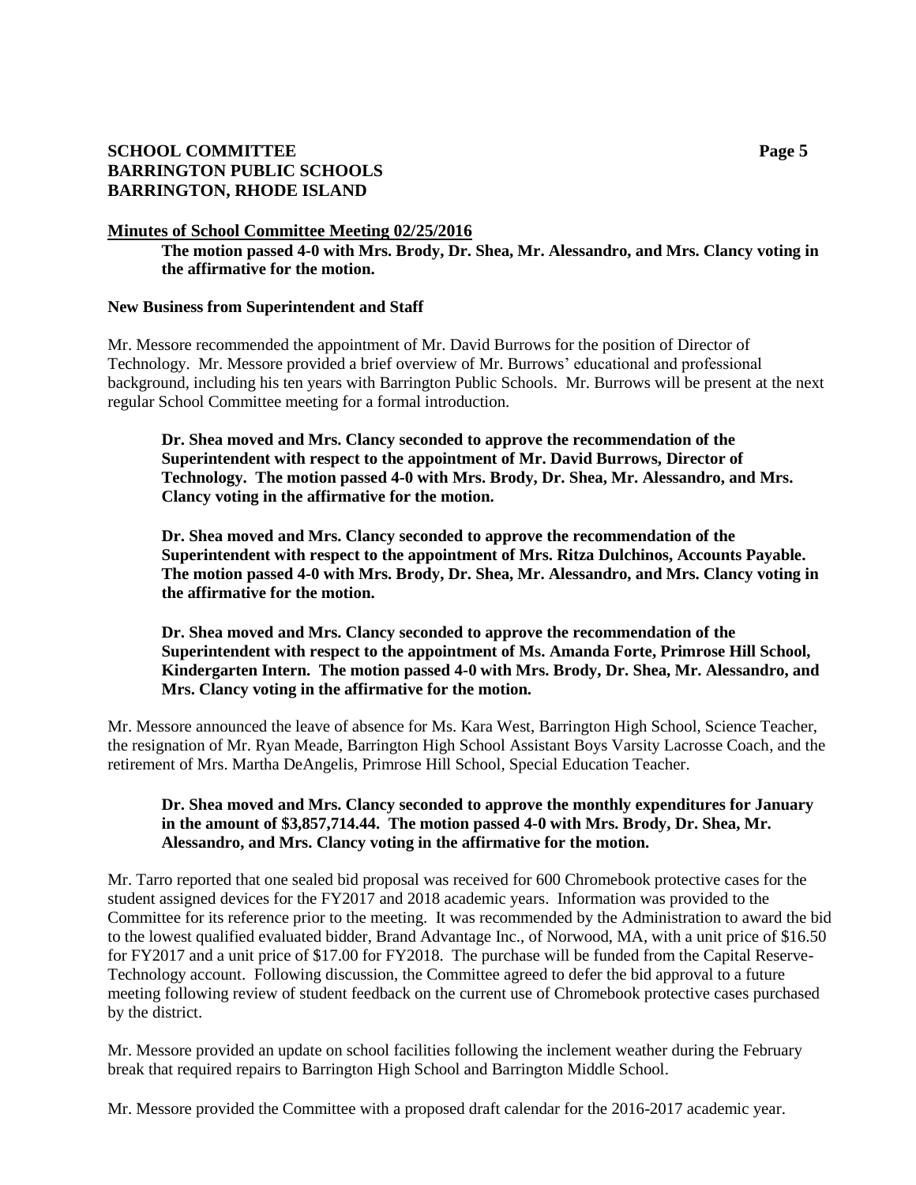**Minutes of School Committee Meeting 02/25/2016**

**The motion passed 4-0 with Mrs. Brody, Dr. Shea, Mr. Alessandro, and Mrs. Clancy voting in the affirmative for the motion.**

**New Business from Superintendent and Staff**

Mr. Messore recommended the appointment of Mr. David Burrows for the position of Director of Technology. Mr. Messore provided a brief overview of Mr. Burrows' educational and professional background, including his ten years with Barrington Public Schools. Mr. Burrows will be present at the next regular School Committee meeting for a formal introduction.

**Dr. Shea moved and Mrs. Clancy seconded to approve the recommendation of the Superintendent with respect to the appointment of Mr. David Burrows, Director of Technology. The motion passed 4-0 with Mrs. Brody, Dr. Shea, Mr. Alessandro, and Mrs. Clancy voting in the affirmative for the motion.**

**Dr. Shea moved and Mrs. Clancy seconded to approve the recommendation of the Superintendent with respect to the appointment of Mrs. Ritza Dulchinos, Accounts Payable. The motion passed 4-0 with Mrs. Brody, Dr. Shea, Mr. Alessandro, and Mrs. Clancy voting in the affirmative for the motion.**

**Dr. Shea moved and Mrs. Clancy seconded to approve the recommendation of the Superintendent with respect to the appointment of Ms. Amanda Forte, Primrose Hill School, Kindergarten Intern. The motion passed 4-0 with Mrs. Brody, Dr. Shea, Mr. Alessandro, and Mrs. Clancy voting in the affirmative for the motion.**

Mr. Messore announced the leave of absence for Ms. Kara West, Barrington High School, Science Teacher, the resignation of Mr. Ryan Meade, Barrington High School Assistant Boys Varsity Lacrosse Coach, and the retirement of Mrs. Martha DeAngelis, Primrose Hill School, Special Education Teacher.

**Dr. Shea moved and Mrs. Clancy seconded to approve the monthly expenditures for January in the amount of $3,857,714.44. The motion passed 4-0 with Mrs. Brody, Dr. Shea, Mr. Alessandro, and Mrs. Clancy voting in the affirmative for the motion.**

Mr. Tarro reported that one sealed bid proposal was received for 600 Chromebook protective cases for the student assigned devices for the FY2017 and 2018 academic years. Information was provided to the Committee for its reference prior to the meeting. It was recommended by the Administration to award the bid to the lowest qualified evaluated bidder, Brand Advantage Inc., of Norwood, MA, with a unit price of $16.50 for FY2017 and a unit price of $17.00 for FY2018. The purchase will be funded from the Capital Reserve-Technology account. Following discussion, the Committee agreed to defer the bid approval to a future meeting following review of student feedback on the current use of Chromebook protective cases purchased by the district.

Mr. Messore provided an update on school facilities following the inclement weather during the February break that required repairs to Barrington High School and Barrington Middle School.

Mr. Messore provided the Committee with a proposed draft calendar for the 2016-2017 academic year.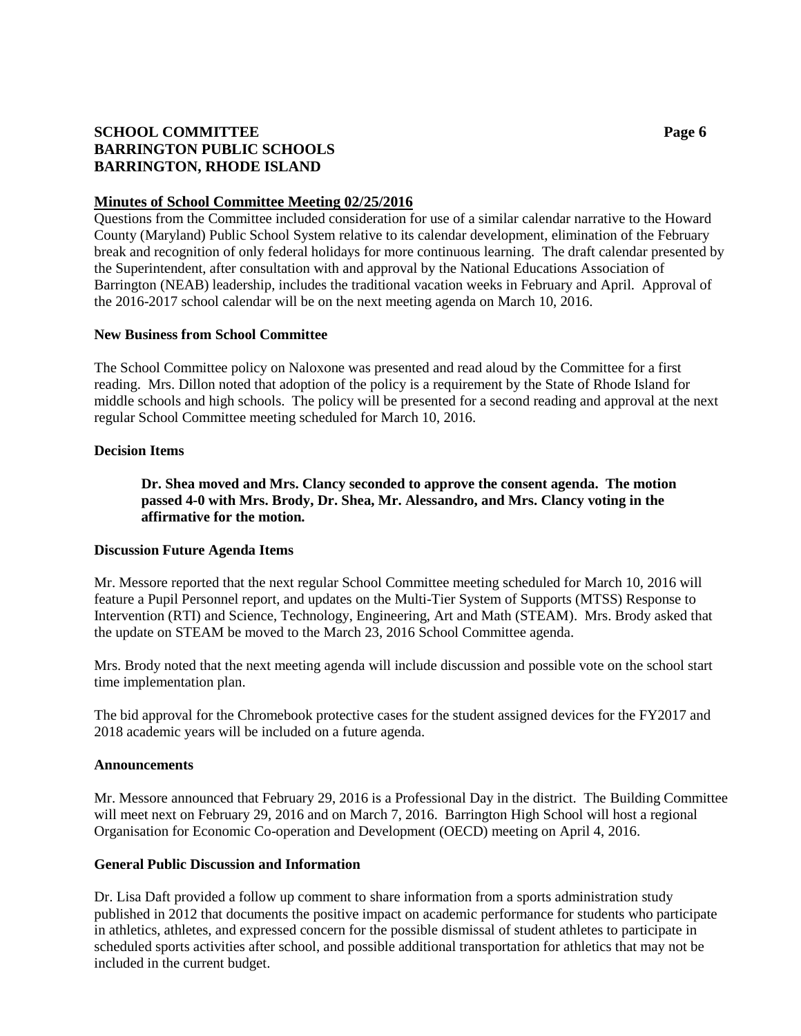**Minutes of School Committee Meeting 02/25/2016**

Questions from the Committee included consideration for use of a similar calendar narrative to the Howard County (Maryland) Public School System relative to its calendar development, elimination of the February break and recognition of only federal holidays for more continuous learning. The draft calendar presented by the Superintendent, after consultation with and approval by the National Educations Association of Barrington (NEAB) leadership, includes the traditional vacation weeks in February and April. Approval of the 2016-2017 school calendar will be on the next meeting agenda on March 10, 2016.

**New Business from School Committee**

The School Committee policy on Naloxone was presented and read aloud by the Committee for a first reading. Mrs. Dillon noted that adoption of the policy is a requirement by the State of Rhode Island for middle schools and high schools. The policy will be presented for a second reading and approval at the next regular School Committee meeting scheduled for March 10, 2016.

**Decision Items**

> **Dr. Shea moved and Mrs. Clancy seconded to approve the consent agenda. The motion passed 4-0 with Mrs. Brody, Dr. Shea, Mr. Alessandro, and Mrs. Clancy voting in the affirmative for the motion.**

**Discussion Future Agenda Items**

Mr. Messore reported that the next regular School Committee meeting scheduled for March 10, 2016 will feature a Pupil Personnel report, and updates on the Multi-Tier System of Supports (MTSS) Response to Intervention (RTI) and Science, Technology, Engineering, Art and Math (STEAM). Mrs. Brody asked that the update on STEAM be moved to the March 23, 2016 School Committee agenda.

Mrs. Brody noted that the next meeting agenda will include discussion and possible vote on the school start time implementation plan.

The bid approval for the Chromebook protective cases for the student assigned devices for the FY2017 and 2018 academic years will be included on a future agenda.

**Announcements**

Mr. Messore announced that February 29, 2016 is a Professional Day in the district. The Building Committee will meet next on February 29, 2016 and on March 7, 2016. Barrington High School will host a regional Organisation for Economic Co-operation and Development (OECD) meeting on April 4, 2016.

**General Public Discussion and Information**

Dr. Lisa Daft provided a follow up comment to share information from a sports administration study published in 2012 that documents the positive impact on academic performance for students who participate in athletics, athletes, and expressed concern for the possible dismissal of student athletes to participate in scheduled sports activities after school, and possible additional transportation for athletics that may not be included in the current budget.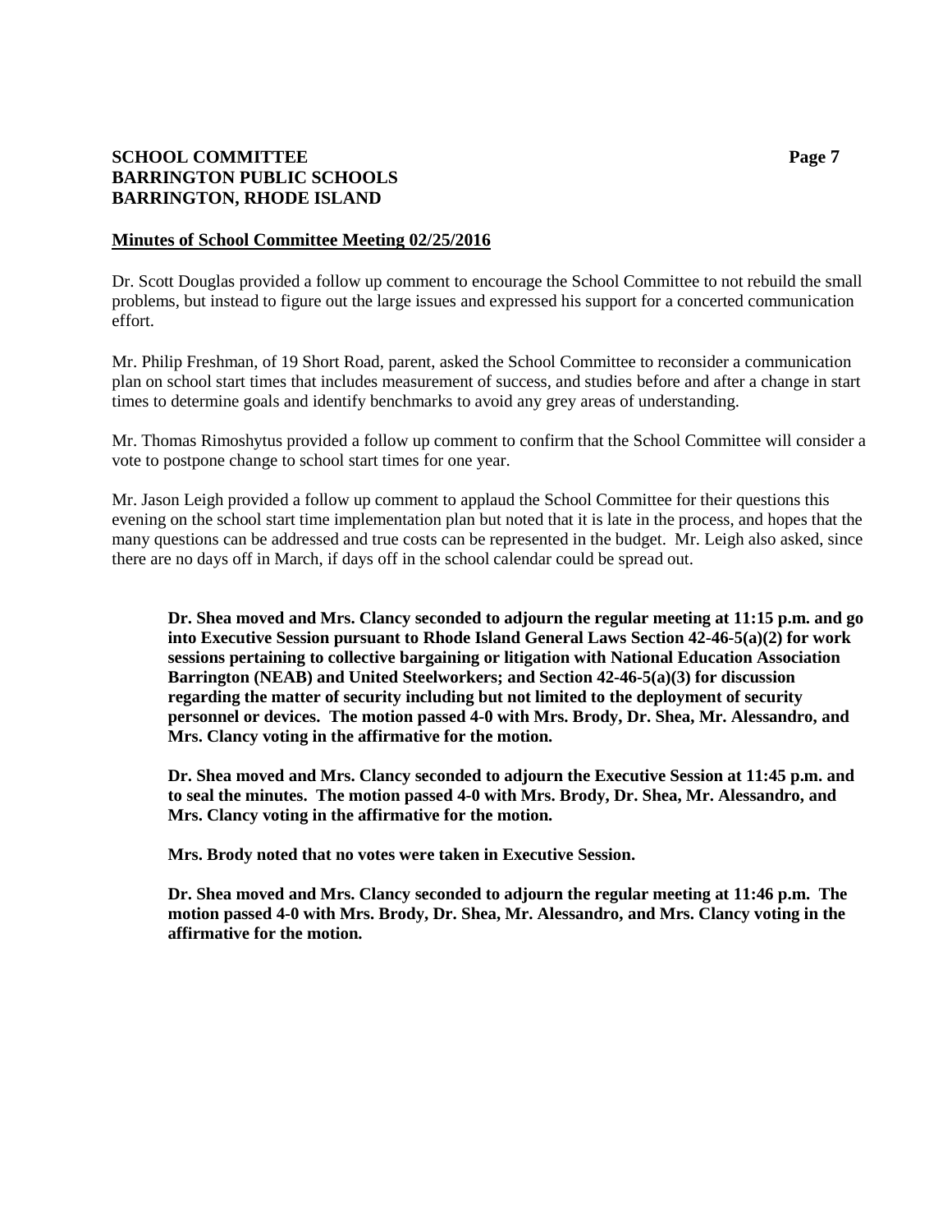**Minutes of School Committee Meeting 02/25/2016**

Dr. Scott Douglas provided a follow up comment to encourage the School Committee to not rebuild the small problems, but instead to figure out the large issues and expressed his support for a concerted communication effort.

Mr. Philip Freshman, of 19 Short Road, parent, asked the School Committee to reconsider a communication plan on school start times that includes measurement of success, and studies before and after a change in start times to determine goals and identify benchmarks to avoid any grey areas of understanding.

Mr. Thomas Rimoshytus provided a follow up comment to confirm that the School Committee will consider a vote to postpone change to school start times for one year.

Mr. Jason Leigh provided a follow up comment to applaud the School Committee for their questions this evening on the school start time implementation plan but noted that it is late in the process, and hopes that the many questions can be addressed and true costs can be represented in the budget. Mr. Leigh also asked, since there are no days off in March, if days off in the school calendar could be spread out.

**Dr. Shea moved and Mrs. Clancy seconded to adjourn the regular meeting at 11:15 p.m. and go into Executive Session pursuant to Rhode Island General Laws Section 42-46-5(a)(2) for work sessions pertaining to collective bargaining or litigation with National Education Association Barrington (NEAB) and United Steelworkers; and Section 42-46-5(a)(3) for discussion regarding the matter of security including but not limited to the deployment of security personnel or devices. The motion passed 4-0 with Mrs. Brody, Dr. Shea, Mr. Alessandro, and Mrs. Clancy voting in the affirmative for the motion.**

**Dr. Shea moved and Mrs. Clancy seconded to adjourn the Executive Session at 11:45 p.m. and to seal the minutes. The motion passed 4-0 with Mrs. Brody, Dr. Shea, Mr. Alessandro, and Mrs. Clancy voting in the affirmative for the motion.**

**Mrs. Brody noted that no votes were taken in Executive Session.**

**Dr. Shea moved and Mrs. Clancy seconded to adjourn the regular meeting at 11:46 p.m. The motion passed 4-0 with Mrs. Brody, Dr. Shea, Mr. Alessandro, and Mrs. Clancy voting in the affirmative for the motion.**